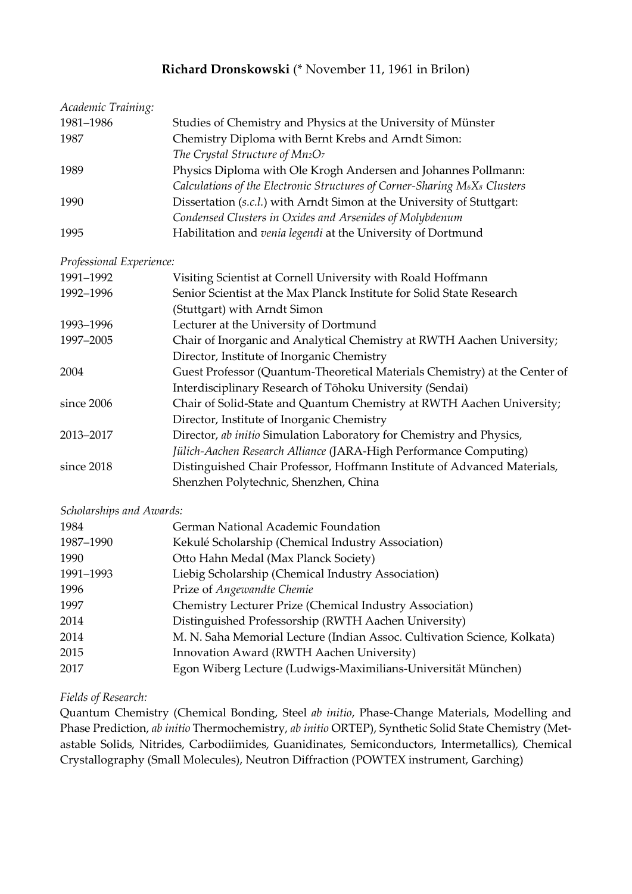**Richard Dronskowski** (* November 11, 1961 in Brilon)

*Academic Training:*

| | |
|---|---|
| 1981–1986 | Studies of Chemistry and Physics at the University of Münster |
| 1987 | Chemistry Diploma with Bernt Krebs and Arndt Simon: *The Crystal Structure of $Mn_2O_7$* |
| 1989 | Physics Diploma with Ole Krogh Andersen and Johannes Pollmann: *Calculations of the Electronic Structures of Corner-Sharing $M_6X_8$ Clusters* |
| 1990 | Dissertation (*s.c.l.*) with Arndt Simon at the University of Stuttgart: *Condensed Clusters in Oxides and Arsenides of Molybdenum* |
| 1995 | Habilitation and *venia legendi* at the University of Dortmund |

*Professional Experience:*

| | |
|---|---|
| 1991–1992 | Visiting Scientist at Cornell University with Roald Hoffmann |
| 1992–1996 | Senior Scientist at the Max Planck Institute for Solid State Research (Stuttgart) with Arndt Simon |
| 1993–1996 | Lecturer at the University of Dortmund |
| 1997–2005 | Chair of Inorganic and Analytical Chemistry at RWTH Aachen University; Director, Institute of Inorganic Chemistry |
| 2004 | Guest Professor (Quantum-Theoretical Materials Chemistry) at the Center of Interdisciplinary Research of Tōhoku University (Sendai) |
| since 2006 | Chair of Solid-State and Quantum Chemistry at RWTH Aachen University; Director, Institute of Inorganic Chemistry |
| 2013–2017 | Director, *ab initio* Simulation Laboratory for Chemistry and Physics, *Jülich-Aachen Research Alliance* (JARA-High Performance Computing) |
| since 2018 | Distinguished Chair Professor, Hoffmann Institute of Advanced Materials, Shenzhen Polytechnic, Shenzhen, China |

*Scholarships and Awards:*

| | |
|---|---|
| 1984 | German National Academic Foundation |
| 1987–1990 | Kekulé Scholarship (Chemical Industry Association) |
| 1990 | Otto Hahn Medal (Max Planck Society) |
| 1991–1993 | Liebig Scholarship (Chemical Industry Association) |
| 1996 | Prize of *Angewandte Chemie* |
| 1997 | Chemistry Lecturer Prize (Chemical Industry Association) |
| 2014 | Distinguished Professorship (RWTH Aachen University) |
| 2014 | M. N. Saha Memorial Lecture (Indian Assoc. Cultivation Science, Kolkata) |
| 2015 | Innovation Award (RWTH Aachen University) |
| 2017 | Egon Wiberg Lecture (Ludwigs-Maximilians-Universität München) |

*Fields of Research:*

Quantum Chemistry (Chemical Bonding, Steel *ab initio*, Phase-Change Materials, Modelling and Phase Prediction, *ab initio* Thermochemistry, *ab initio* ORTEP), Synthetic Solid State Chemistry (Metastable Solids, Nitrides, Carbodiimides, Guanidinates, Semiconductors, Intermetallics), Chemical Crystallography (Small Molecules), Neutron Diffraction (POWTEX instrument, Garching)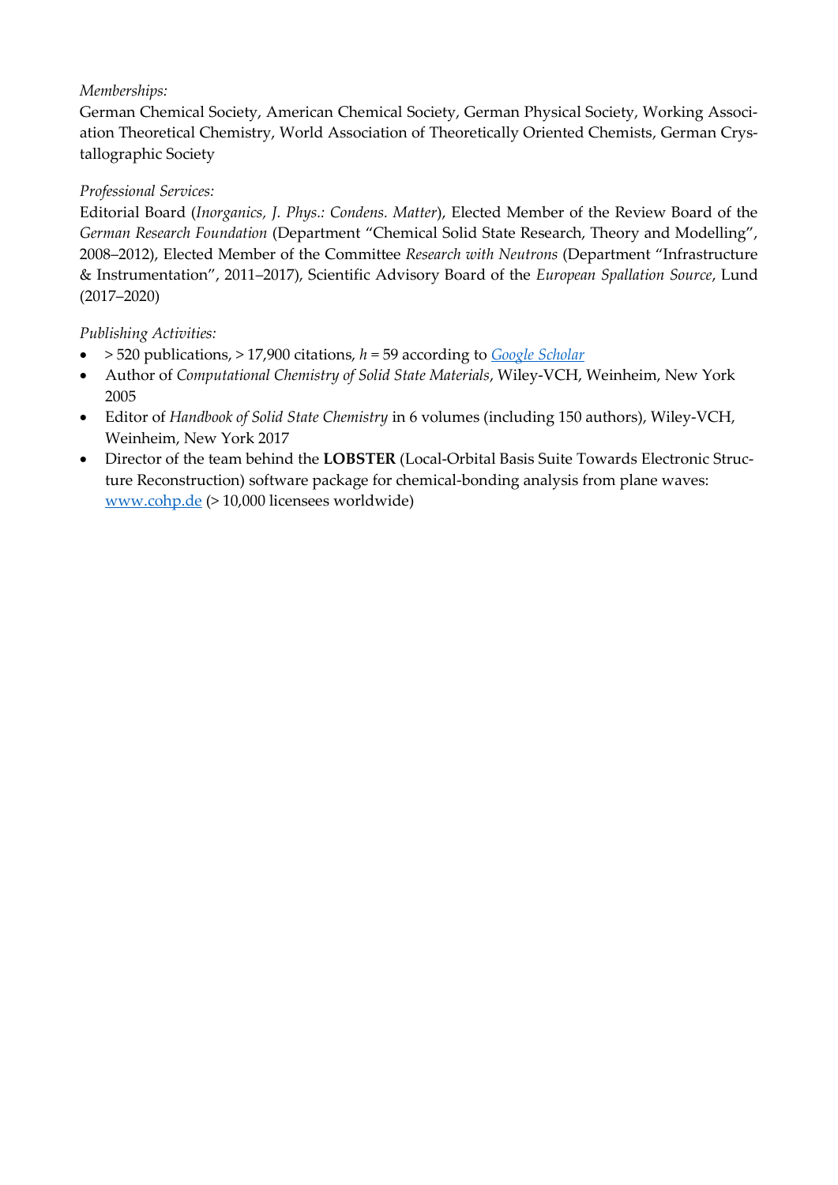*Memberships:*
German Chemical Society, American Chemical Society, German Physical Society, Working Association Theoretical Chemistry, World Association of Theoretically Oriented Chemists, German Crystallographic Society

*Professional Services:*
Editorial Board (*Inorganics*, *J. Phys.: Condens. Matter*), Elected Member of the Review Board of the *German Research Foundation* (Department "Chemical Solid State Research, Theory and Modelling", 2008–2012), Elected Member of the Committee *Research with Neutrons* (Department "Infrastructure & Instrumentation", 2011–2017), Scientific Advisory Board of the *European Spallation Source*, Lund (2017–2020)

*Publishing Activities:*

- > 520 publications, > 17,900 citations, *h* = 59 according to [*Google Scholar*]
- Author of *Computational Chemistry of Solid State Materials*, Wiley-VCH, Weinheim, New York 2005
- Editor of *Handbook of Solid State Chemistry* in 6 volumes (including 150 authors), Wiley-VCH, Weinheim, New York 2017
- Director of the team behind the **LOBSTER** (Local-Orbital Basis Suite Towards Electronic Structure Reconstruction) software package for chemical-bonding analysis from plane waves: www.cohp.de (> 10,000 licensees worldwide)